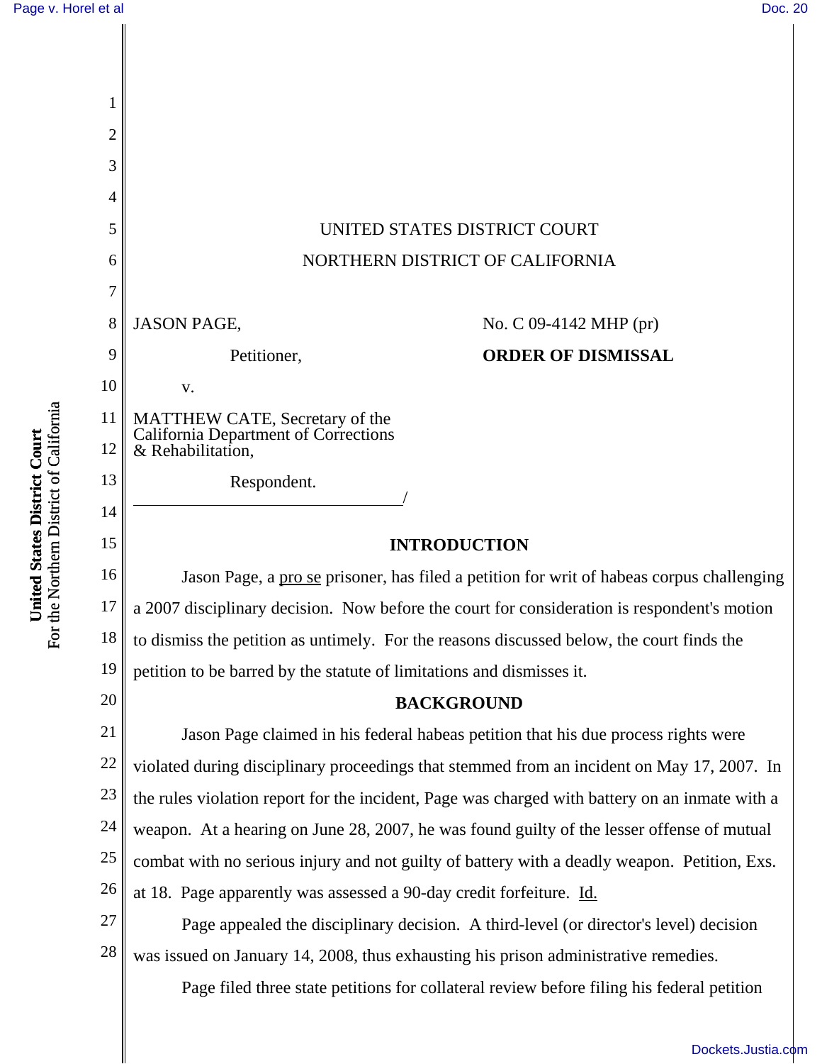UNITED STATES DISTRICT COURT

NORTHERN DISTRICT OF CALIFORNIA

JASON PAGE,

Petitioner,

v.

MATTHEW CATE, Secretary of the California Department of Corrections & Rehabilitation,

Respondent.

/

No. C 09-4142 MHP (pr)

**ORDER OF DISMISSAL**

## INTRODUCTION

Jason Page, a pro se prisoner, has filed a petition for writ of habeas corpus challenging a 2007 disciplinary decision. Now before the court for consideration is respondent's motion to dismiss the petition as untimely. For the reasons discussed below, the court finds the petition to be barred by the statute of limitations and dismisses it.

## BACKGROUND

Jason Page claimed in his federal habeas petition that his due process rights were violated during disciplinary proceedings that stemmed from an incident on May 17, 2007. In the rules violation report for the incident, Page was charged with battery on an inmate with a weapon. At a hearing on June 28, 2007, he was found guilty of the lesser offense of mutual combat with no serious injury and not guilty of battery with a deadly weapon. Petition, Exs. at 18. Page apparently was assessed a 90-day credit forfeiture. Id.

Page appealed the disciplinary decision. A third-level (or director's level) decision was issued on January 14, 2008, thus exhausting his prison administrative remedies.

Page filed three state petitions for collateral review before filing his federal petition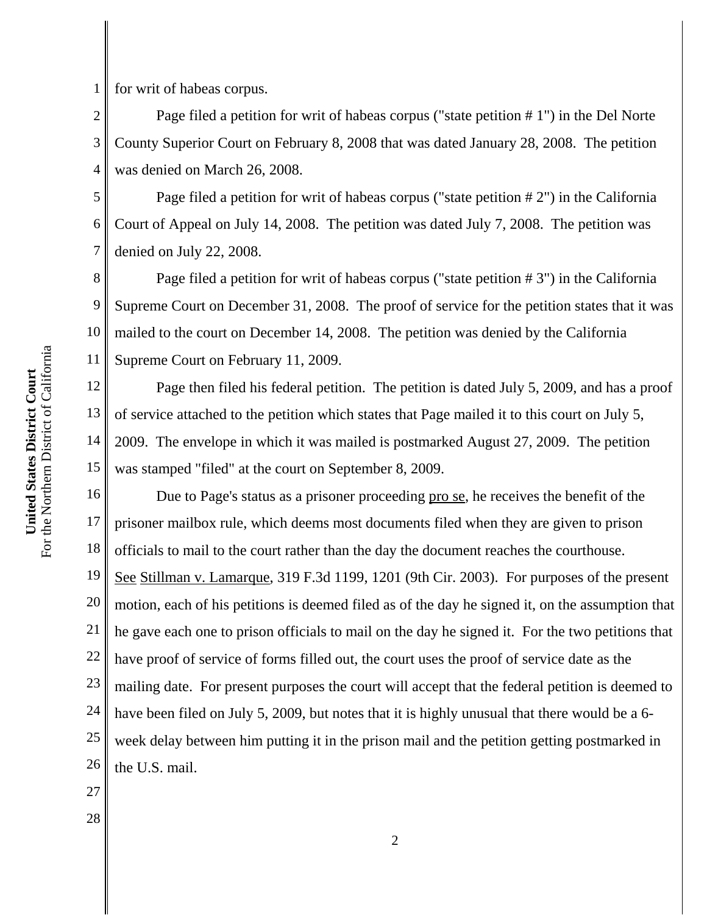for writ of habeas corpus.

Page filed a petition for writ of habeas corpus ("state petition # 1") in the Del Norte County Superior Court on February 8, 2008 that was dated January 28, 2008. The petition was denied on March 26, 2008.

Page filed a petition for writ of habeas corpus ("state petition # 2") in the California Court of Appeal on July 14, 2008. The petition was dated July 7, 2008. The petition was denied on July 22, 2008.

Page filed a petition for writ of habeas corpus ("state petition # 3") in the California Supreme Court on December 31, 2008. The proof of service for the petition states that it was mailed to the court on December 14, 2008. The petition was denied by the California Supreme Court on February 11, 2009.

Page then filed his federal petition. The petition is dated July 5, 2009, and has a proof of service attached to the petition which states that Page mailed it to this court on July 5, 2009. The envelope in which it was mailed is postmarked August 27, 2009. The petition was stamped "filed" at the court on September 8, 2009.

Due to Page's status as a prisoner proceeding pro se, he receives the benefit of the prisoner mailbox rule, which deems most documents filed when they are given to prison officials to mail to the court rather than the day the document reaches the courthouse. See Stillman v. Lamarque, 319 F.3d 1199, 1201 (9th Cir. 2003). For purposes of the present motion, each of his petitions is deemed filed as of the day he signed it, on the assumption that he gave each one to prison officials to mail on the day he signed it. For the two petitions that have proof of service of forms filled out, the court uses the proof of service date as the mailing date. For present purposes the court will accept that the federal petition is deemed to have been filed on July 5, 2009, but notes that it is highly unusual that there would be a 6-week delay between him putting it in the prison mail and the petition getting postmarked in the U.S. mail.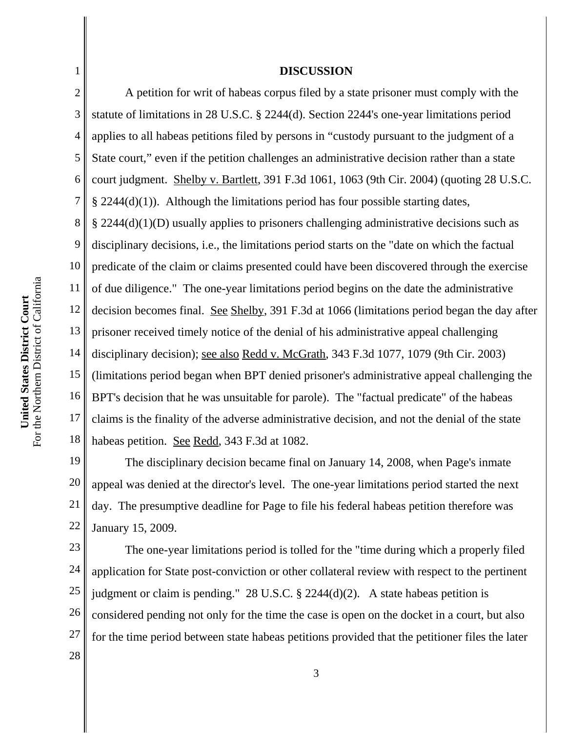## DISCUSSION

A petition for writ of habeas corpus filed by a state prisoner must comply with the statute of limitations in 28 U.S.C. § 2244(d). Section 2244's one-year limitations period applies to all habeas petitions filed by persons in "custody pursuant to the judgment of a State court," even if the petition challenges an administrative decision rather than a state court judgment. Shelby v. Bartlett, 391 F.3d 1061, 1063 (9th Cir. 2004) (quoting 28 U.S.C. § 2244(d)(1)). Although the limitations period has four possible starting dates, § 2244(d)(1)(D) usually applies to prisoners challenging administrative decisions such as disciplinary decisions, i.e., the limitations period starts on the "date on which the factual predicate of the claim or claims presented could have been discovered through the exercise of due diligence." The one-year limitations period begins on the date the administrative decision becomes final. See Shelby, 391 F.3d at 1066 (limitations period began the day after prisoner received timely notice of the denial of his administrative appeal challenging disciplinary decision); see also Redd v. McGrath, 343 F.3d 1077, 1079 (9th Cir. 2003) (limitations period began when BPT denied prisoner's administrative appeal challenging the BPT's decision that he was unsuitable for parole). The "factual predicate" of the habeas claims is the finality of the adverse administrative decision, and not the denial of the state habeas petition. See Redd, 343 F.3d at 1082.

The disciplinary decision became final on January 14, 2008, when Page's inmate appeal was denied at the director's level. The one-year limitations period started the next day. The presumptive deadline for Page to file his federal habeas petition therefore was January 15, 2009.

The one-year limitations period is tolled for the "time during which a properly filed application for State post-conviction or other collateral review with respect to the pertinent judgment or claim is pending." 28 U.S.C. § 2244(d)(2). A state habeas petition is considered pending not only for the time the case is open on the docket in a court, but also for the time period between state habeas petitions provided that the petitioner files the later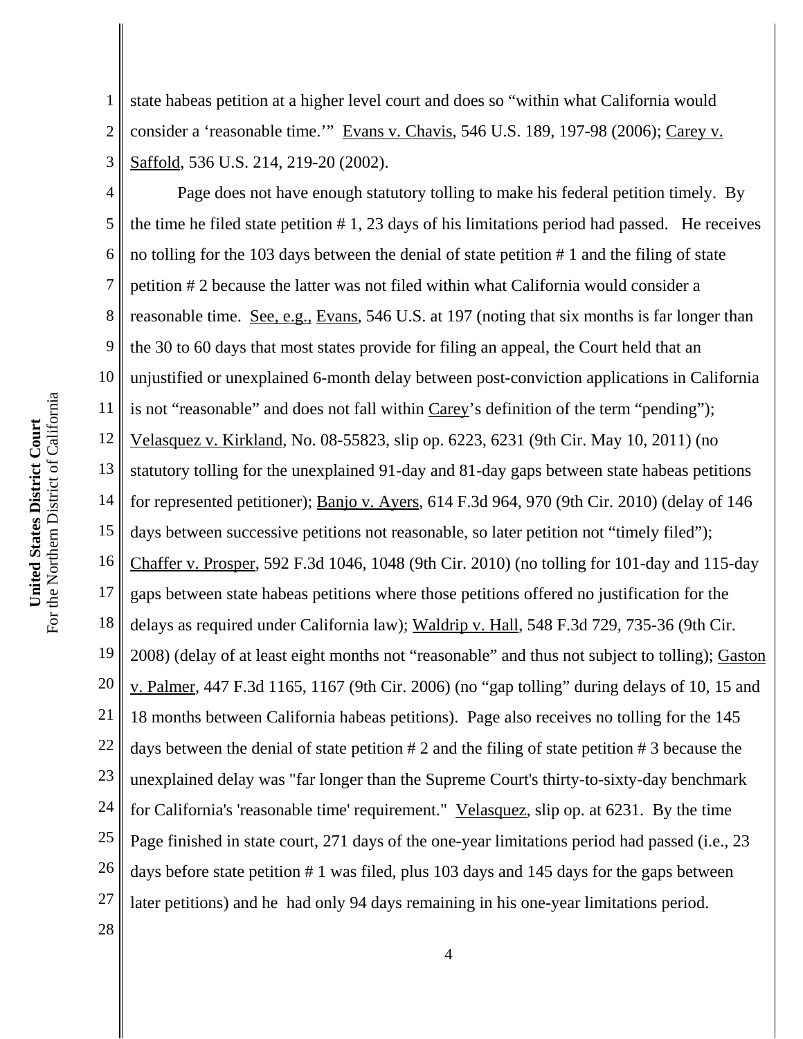state habeas petition at a higher level court and does so "within what California would consider a 'reasonable time.'" Evans v. Chavis, 546 U.S. 189, 197-98 (2006); Carey v. Saffold, 536 U.S. 214, 219-20 (2002).

Page does not have enough statutory tolling to make his federal petition timely. By the time he filed state petition # 1, 23 days of his limitations period had passed. He receives no tolling for the 103 days between the denial of state petition # 1 and the filing of state petition # 2 because the latter was not filed within what California would consider a reasonable time. See, e.g., Evans, 546 U.S. at 197 (noting that six months is far longer than the 30 to 60 days that most states provide for filing an appeal, the Court held that an unjustified or unexplained 6-month delay between post-conviction applications in California is not "reasonable" and does not fall within Carey's definition of the term "pending"); Velasquez v. Kirkland, No. 08-55823, slip op. 6223, 6231 (9th Cir. May 10, 2011) (no statutory tolling for the unexplained 91-day and 81-day gaps between state habeas petitions for represented petitioner); Banjo v. Ayers, 614 F.3d 964, 970 (9th Cir. 2010) (delay of 146 days between successive petitions not reasonable, so later petition not "timely filed"); Chaffer v. Prosper, 592 F.3d 1046, 1048 (9th Cir. 2010) (no tolling for 101-day and 115-day gaps between state habeas petitions where those petitions offered no justification for the delays as required under California law); Waldrip v. Hall, 548 F.3d 729, 735-36 (9th Cir. 2008) (delay of at least eight months not "reasonable" and thus not subject to tolling); Gaston v. Palmer, 447 F.3d 1165, 1167 (9th Cir. 2006) (no "gap tolling" during delays of 10, 15 and 18 months between California habeas petitions). Page also receives no tolling for the 145 days between the denial of state petition # 2 and the filing of state petition # 3 because the unexplained delay was "far longer than the Supreme Court's thirty-to-sixty-day benchmark for California's 'reasonable time' requirement." Velasquez, slip op. at 6231. By the time Page finished in state court, 271 days of the one-year limitations period had passed (i.e., 23 days before state petition # 1 was filed, plus 103 days and 145 days for the gaps between later petitions) and he had only 94 days remaining in his one-year limitations period.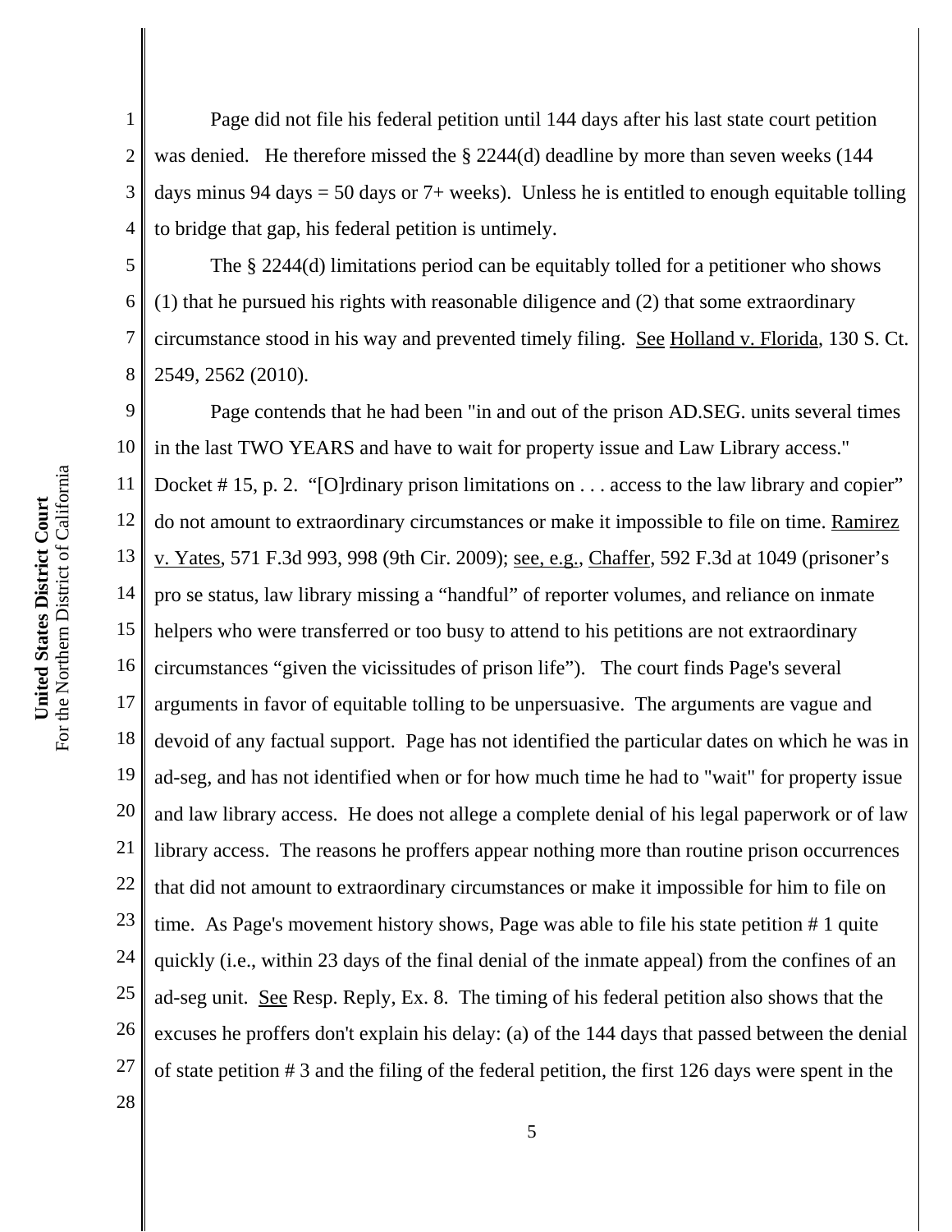Page did not file his federal petition until 144 days after his last state court petition was denied. He therefore missed the § 2244(d) deadline by more than seven weeks (144 days minus 94 days = 50 days or 7+ weeks). Unless he is entitled to enough equitable tolling to bridge that gap, his federal petition is untimely.

The § 2244(d) limitations period can be equitably tolled for a petitioner who shows (1) that he pursued his rights with reasonable diligence and (2) that some extraordinary circumstance stood in his way and prevented timely filing. See Holland v. Florida, 130 S. Ct. 2549, 2562 (2010).

Page contends that he had been "in and out of the prison AD.SEG. units several times in the last TWO YEARS and have to wait for property issue and Law Library access." Docket # 15, p. 2. "[O]rdinary prison limitations on . . . access to the law library and copier" do not amount to extraordinary circumstances or make it impossible to file on time. Ramirez v. Yates, 571 F.3d 993, 998 (9th Cir. 2009); see, e.g., Chaffer, 592 F.3d at 1049 (prisoner's pro se status, law library missing a "handful" of reporter volumes, and reliance on inmate helpers who were transferred or too busy to attend to his petitions are not extraordinary circumstances "given the vicissitudes of prison life"). The court finds Page's several arguments in favor of equitable tolling to be unpersuasive. The arguments are vague and devoid of any factual support. Page has not identified the particular dates on which he was in ad-seg, and has not identified when or for how much time he had to "wait" for property issue and law library access. He does not allege a complete denial of his legal paperwork or of law library access. The reasons he proffers appear nothing more than routine prison occurrences that did not amount to extraordinary circumstances or make it impossible for him to file on time. As Page's movement history shows, Page was able to file his state petition # 1 quite quickly (i.e., within 23 days of the final denial of the inmate appeal) from the confines of an ad-seg unit. See Resp. Reply, Ex. 8. The timing of his federal petition also shows that the excuses he proffers don't explain his delay: (a) of the 144 days that passed between the denial of state petition # 3 and the filing of the federal petition, the first 126 days were spent in the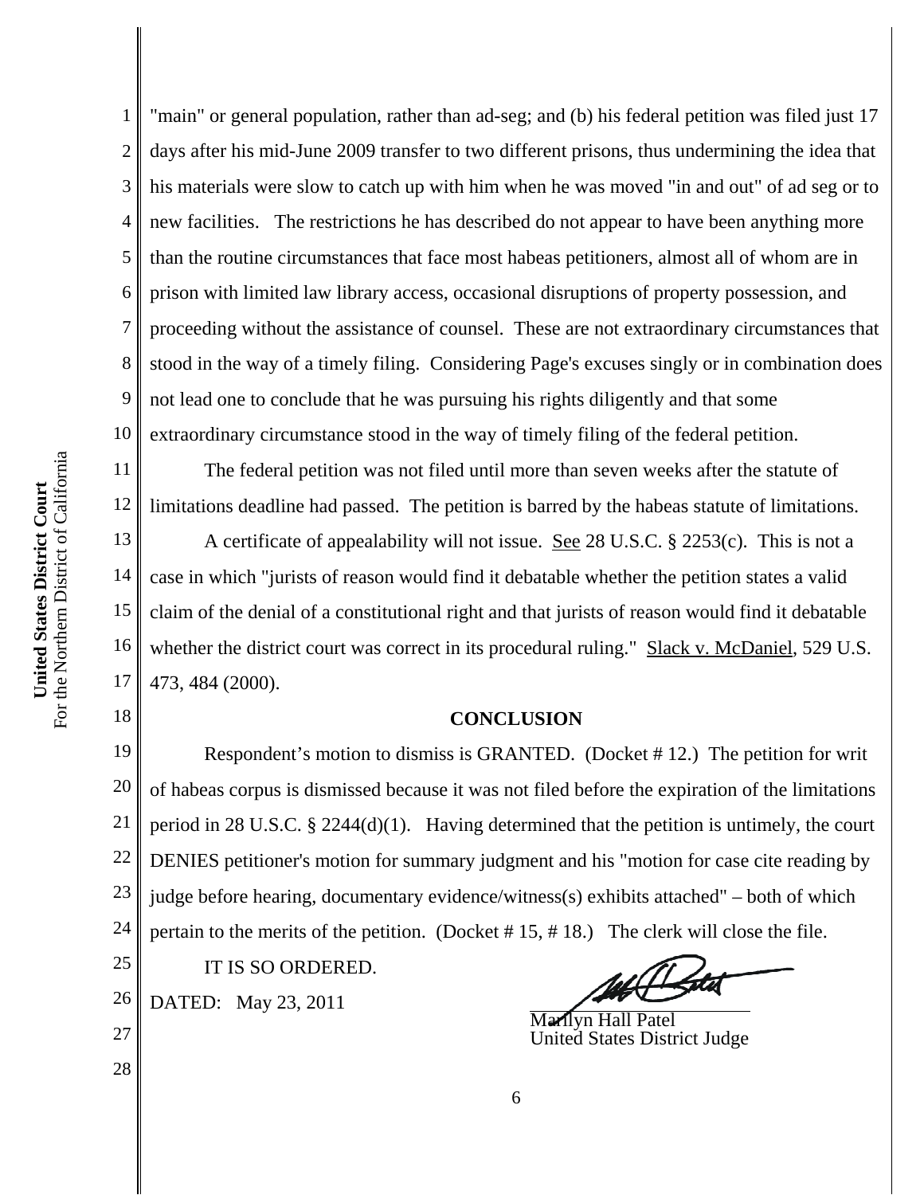"main" or general population, rather than ad-seg; and (b) his federal petition was filed just 17 days after his mid-June 2009 transfer to two different prisons, thus undermining the idea that his materials were slow to catch up with him when he was moved "in and out" of ad seg or to new facilities. The restrictions he has described do not appear to have been anything more than the routine circumstances that face most habeas petitioners, almost all of whom are in prison with limited law library access, occasional disruptions of property possession, and proceeding without the assistance of counsel. These are not extraordinary circumstances that stood in the way of a timely filing. Considering Page's excuses singly or in combination does not lead one to conclude that he was pursuing his rights diligently and that some extraordinary circumstance stood in the way of timely filing of the federal petition.

The federal petition was not filed until more than seven weeks after the statute of limitations deadline had passed. The petition is barred by the habeas statute of limitations.

A certificate of appealability will not issue. See 28 U.S.C. § 2253(c). This is not a case in which "jurists of reason would find it debatable whether the petition states a valid claim of the denial of a constitutional right and that jurists of reason would find it debatable whether the district court was correct in its procedural ruling." Slack v. McDaniel, 529 U.S. 473, 484 (2000).

## CONCLUSION

Respondent's motion to dismiss is GRANTED. (Docket # 12.) The petition for writ of habeas corpus is dismissed because it was not filed before the expiration of the limitations period in 28 U.S.C. § 2244(d)(1). Having determined that the petition is untimely, the court DENIES petitioner's motion for summary judgment and his "motion for case cite reading by judge before hearing, documentary evidence/witness(s) exhibits attached" – both of which pertain to the merits of the petition. (Docket # 15, # 18.) The clerk will close the file.

IT IS SO ORDERED.

DATED: May 23, 2011

Marilyn Hall Patel
United States District Judge